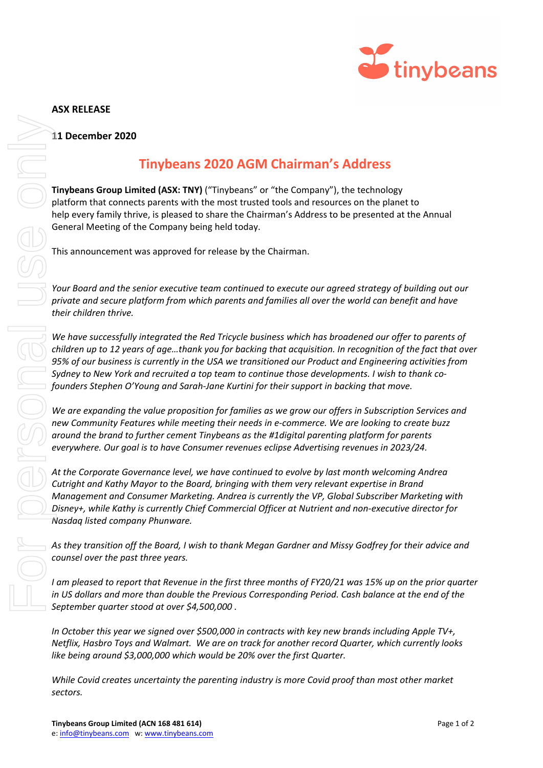**ASX RELEASE**

**11 December 2020**

# Tinybeans 2020 AGM Chairman's Address

**Tinybeans Group Limited (ASX: TNY)** ("Tinybeans" or "the Company"), the technology platform that connects parents with the most trusted tools and resources on the planet to help every family thrive, is pleased to share the Chairman's Address to be presented at the Annual General Meeting of the Company being held today.

This announcement was approved for release by the Chairman.

*Your Board and the senior executive team continued to execute our agreed strategy of building out our private and secure platform from which parents and families all over the world can benefit and have their children thrive.*

*We have successfully integrated the Red Tricycle business which has broadened our offer to parents of children up to 12 years of age…thank you for backing that acquisition. In recognition of the fact that over 95% of our business is currently in the USA we transitioned our Product and Engineering activities from Sydney to New York and recruited a top team to continue those developments. I wish to thank co-founders Stephen O'Young and Sarah-Jane Kurtini for their support in backing that move.*

*We are expanding the value proposition for families as we grow our offers in Subscription Services and new Community Features while meeting their needs in e-commerce. We are looking to create buzz around the brand to further cement Tinybeans as the #1digital parenting platform for parents everywhere. Our goal is to have Consumer revenues eclipse Advertising revenues in 2023/24.*

*At the Corporate Governance level, we have continued to evolve by last month welcoming Andrea Cutright and Kathy Mayor to the Board, bringing with them very relevant expertise in Brand Management and Consumer Marketing. Andrea is currently the VP, Global Subscriber Marketing with Disney+, while Kathy is currently Chief Commercial Officer at Nutrient and non-executive director for Nasdaq listed company Phunware.*

*As they transition off the Board, I wish to thank Megan Gardner and Missy Godfrey for their advice and counsel over the past three years.*

*I am pleased to report that Revenue in the first three months of FY20/21 was 15% up on the prior quarter in US dollars and more than double the Previous Corresponding Period. Cash balance at the end of the September quarter stood at over $4,500,000 .*

*In October this year we signed over $500,000 in contracts with key new brands including Apple TV+, Netflix, Hasbro Toys and Walmart. We are on track for another record Quarter, which currently looks like being around $3,000,000 which would be 20% over the first Quarter.*

*While Covid creates uncertainty the parenting industry is more Covid proof than most other market sectors.*

**Tinybeans Group Limited (ACN 168 481 614)**
e: info@tinybeans.com w: www.tinybeans.com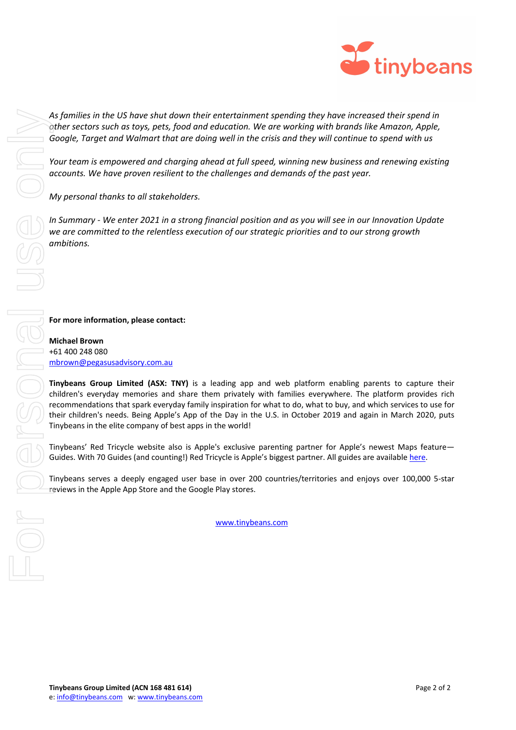*As families in the US have shut down their entertainment spending they have increased their spend in other sectors such as toys, pets, food and education. We are working with brands like Amazon, Apple, Google, Target and Walmart that are doing well in the crisis and they will continue to spend with us*

*Your team is empowered and charging ahead at full speed, winning new business and renewing existing accounts. We have proven resilient to the challenges and demands of the past year.*

*My personal thanks to all stakeholders.*

*In Summary - We enter 2021 in a strong financial position and as you will see in our Innovation Update we are committed to the relentless execution of our strategic priorities and to our strong growth ambitions.*

**For more information, please contact:**

**Michael Brown**
+61 400 248 080
mbrown@pegasusadvisory.com.au

**Tinybeans Group Limited (ASX: TNY)** is a leading app and web platform enabling parents to capture their children's everyday memories and share them privately with families everywhere. The platform provides rich recommendations that spark everyday family inspiration for what to do, what to buy, and which services to use for their children's needs. Being Apple's App of the Day in the U.S. in October 2019 and again in March 2020, puts Tinybeans in the elite company of best apps in the world!

Tinybeans' Red Tricycle website also is Apple's exclusive parenting partner for Apple's newest Maps feature—Guides. With 70 Guides (and counting!) Red Tricycle is Apple's biggest partner. All guides are available here.

Tinybeans serves a deeply engaged user base in over 200 countries/territories and enjoys over 100,000 5-star reviews in the Apple App Store and the Google Play stores.

www.tinybeans.com

**Tinybeans Group Limited (ACN 168 481 614)**
e: info@tinybeans.com w: www.tinybeans.com